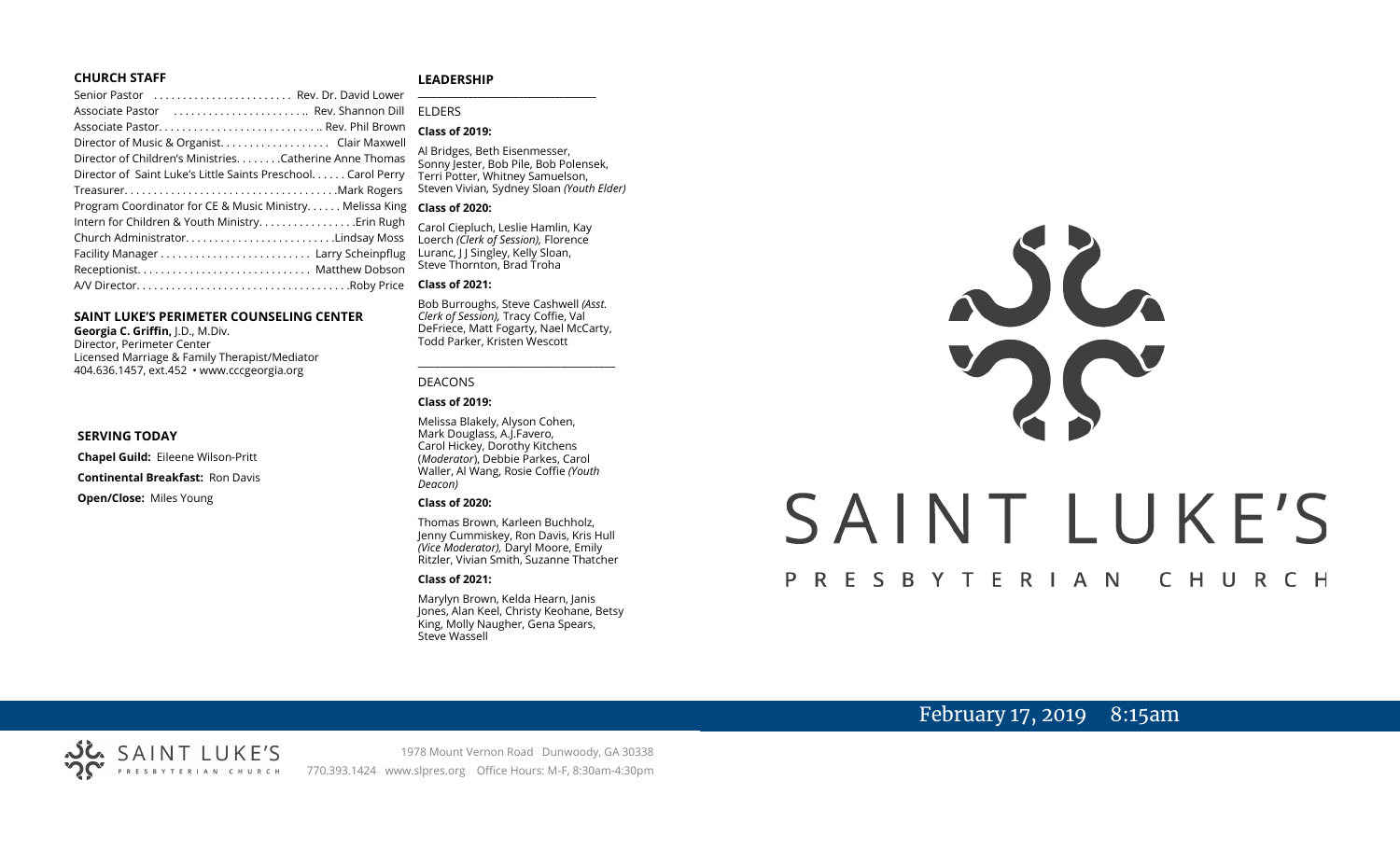## CHURCH STAFF

Senior Pastor . . . . . . . . . . . . . . . . . . . . . . . Rev. Dr. David Lower
Associate Pastor . . . . . . . . . . . . . . . . . . . . . .. Rev. Shannon Dill
Associate Pastor. . . . . . . . . . . . . . . . . . . . . . . . . . . .. Rev. Phil Brown
Director of Music & Organist. . . . . . . . . . . . . . . . . . Clair Maxwell
Director of Children's Ministries. . . . . . . .Catherine Anne Thomas
Director of Saint Luke's Little Saints Preschool. . . . . . Carol Perry
Treasurer. . . . . . . . . . . . . . . . . . . . . . . . . . . . . . . . . . . .Mark Rogers
Program Coordinator for CE & Music Ministry. . . . . . Melissa King
Intern for Children & Youth Ministry. . . . . . . . . . . . . . . . .Erin Rugh
Church Administrator. . . . . . . . . . . . . . . . . . . . . . . . .Lindsay Moss
Facility Manager . . . . . . . . . . . . . . . . . . . . . . . . . Larry Scheinpflug
Receptionist. . . . . . . . . . . . . . . . . . . . . . . . . . . . . Matthew Dobson
A/V Director. . . . . . . . . . . . . . . . . . . . . . . . . . . . . . . . . . . .Roby Price

## SAINT LUKE'S PERIMETER COUNSELING CENTER

**Georgia C. Griffin,** J.D., M.Div.
Director, Perimeter Center
Licensed Marriage & Family Therapist/Mediator
404.636.1457, ext.452 • www.cccgeorgia.org

## SERVING TODAY

**Chapel Guild:** Eileene Wilson-Pritt

**Continental Breakfast:** Ron Davis

**Open/Close:** Miles Young

## LEADERSHIP

ELDERS

**Class of 2019:**

Al Bridges, Beth Eisenmesser, Sonny Jester, Bob Pile, Bob Polensek, Terri Potter, Whitney Samuelson, Steven Vivian, Sydney Sloan *(Youth Elder)*

**Class of 2020:**

Carol Ciepluch, Leslie Hamlin, Kay Loerch *(Clerk of Session),* Florence Luranc, J J Singley, Kelly Sloan, Steve Thornton, Brad Troha

**Class of 2021:**

Bob Burroughs, Steve Cashwell *(Asst. Clerk of Session),* Tracy Coffie, Val DeFriece, Matt Fogarty, Nael McCarty, Todd Parker, Kristen Wescott

DEACONS

**Class of 2019:**

Melissa Blakely, Alyson Cohen, Mark Douglass, A.J.Favero, Carol Hickey, Dorothy Kitchens (*Moderator*), Debbie Parkes, Carol Waller, Al Wang, Rosie Coffie *(Youth Deacon)*

**Class of 2020:**

Thomas Brown, Karleen Buchholz, Jenny Cummiskey, Ron Davis, Kris Hull *(Vice Moderator),* Daryl Moore, Emily Ritzler, Vivian Smith, Suzanne Thatcher

**Class of 2021:**

Marylyn Brown, Kelda Hearn, Janis Jones, Alan Keel, Christy Keohane, Betsy King, Molly Naugher, Gena Spears, Steve Wassell

# SAINT LUKE'S
PRESBYTERIAN CHURCH

February 17, 2019 8:15am

SAINT LUKE'S PRESBYTERIAN CHURCH
1978 Mount Vernon Road Dunwoody, GA 30338
770.393.1424 www.slpres.org Office Hours: M-F, 8:30am-4:30pm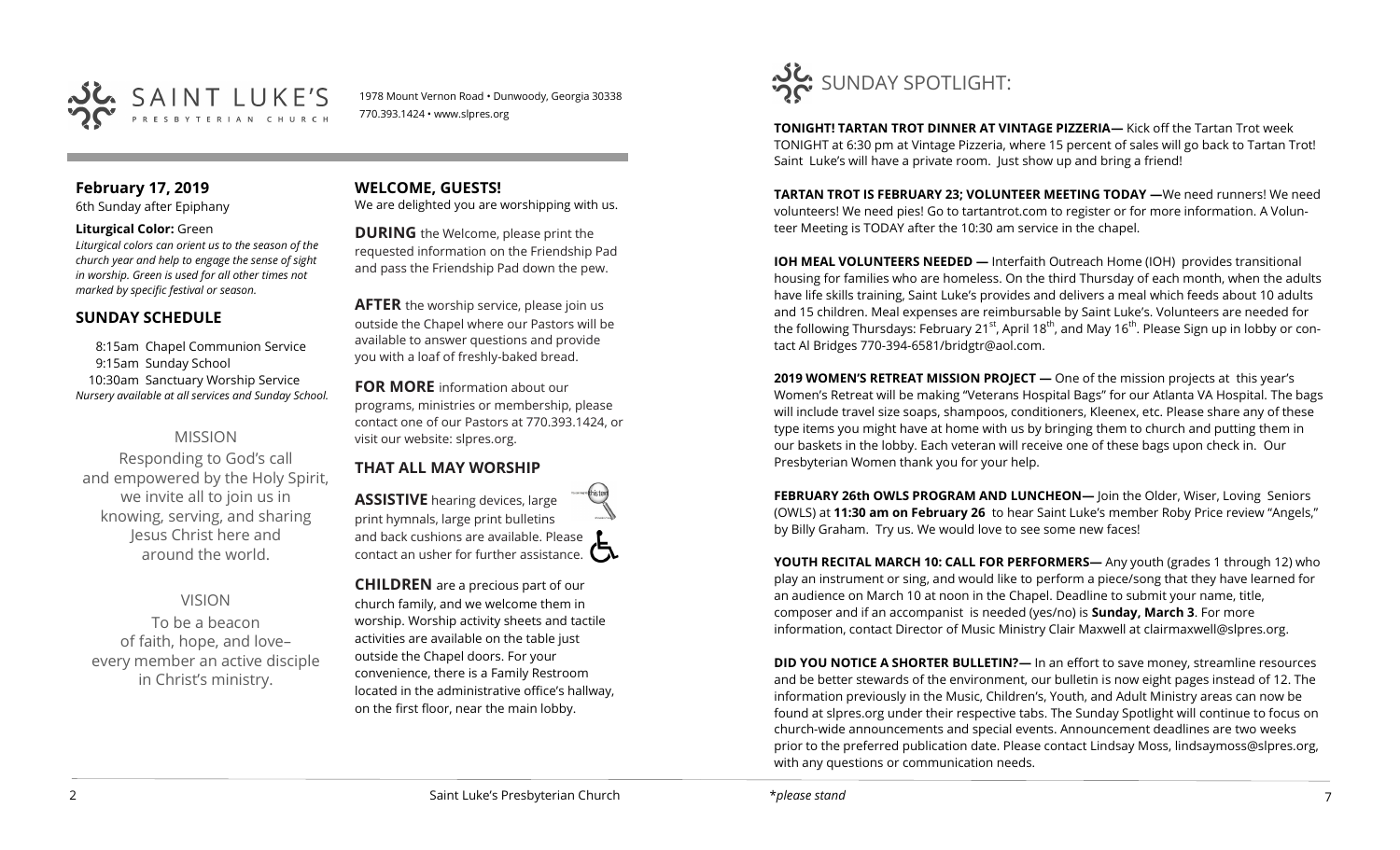# SAINT LUKE'S PRESBYTERIAN CHURCH

1978 Mount Vernon Road • Dunwoody, Georgia 30338
770.393.1424 • www.slpres.org

## February 17, 2019

6th Sunday after Epiphany

**Liturgical Color:** Green

*Liturgical colors can orient us to the season of the church year and help to engage the sense of sight in worship. Green is used for all other times not marked by specific festival or season.*

## SUNDAY SCHEDULE

8:15am Chapel Communion Service
9:15am Sunday School
10:30am Sanctuary Worship Service
*Nursery available at all services and Sunday School.*

### MISSION

Responding to God's call and empowered by the Holy Spirit, we invite all to join us in knowing, serving, and sharing Jesus Christ here and around the world.

### VISION

To be a beacon of faith, hope, and love– every member an active disciple in Christ's ministry.

## WELCOME, GUESTS!

We are delighted you are worshipping with us.

**DURING** the Welcome, please print the requested information on the Friendship Pad and pass the Friendship Pad down the pew.

**AFTER** the worship service, please join us outside the Chapel where our Pastors will be available to answer questions and provide you with a loaf of freshly-baked bread.

**FOR MORE** information about our programs, ministries or membership, please contact one of our Pastors at 770.393.1424, or visit our website: slpres.org.

## THAT ALL MAY WORSHIP

**ASSISTIVE** hearing devices, large print hymnals, large print bulletins and back cushions are available. Please contact an usher for further assistance.

**CHILDREN** are a precious part of our church family, and we welcome them in worship. Worship activity sheets and tactile activities are available on the table just outside the Chapel doors. For your convenience, there is a Family Restroom located in the administrative office's hallway, on the first floor, near the main lobby.

# SUNDAY SPOTLIGHT:

**TONIGHT! TARTAN TROT DINNER AT VINTAGE PIZZERIA—** Kick off the Tartan Trot week TONIGHT at 6:30 pm at Vintage Pizzeria, where 15 percent of sales will go back to Tartan Trot! Saint Luke's will have a private room. Just show up and bring a friend!

**TARTAN TROT IS FEBRUARY 23; VOLUNTEER MEETING TODAY —**We need runners! We need volunteers! We need pies! Go to tartantrot.com to register or for more information. A Volunteer Meeting is TODAY after the 10:30 am service in the chapel.

**IOH MEAL VOLUNTEERS NEEDED —** Interfaith Outreach Home (IOH) provides transitional housing for families who are homeless. On the third Thursday of each month, when the adults have life skills training, Saint Luke's provides and delivers a meal which feeds about 10 adults and 15 children. Meal expenses are reimbursable by Saint Luke's. Volunteers are needed for the following Thursdays: February 21st, April 18th, and May 16th. Please Sign up in lobby or contact Al Bridges 770-394-6581/bridgtr@aol.com.

**2019 WOMEN'S RETREAT MISSION PROJECT —** One of the mission projects at this year's Women's Retreat will be making "Veterans Hospital Bags" for our Atlanta VA Hospital. The bags will include travel size soaps, shampoos, conditioners, Kleenex, etc. Please share any of these type items you might have at home with us by bringing them to church and putting them in our baskets in the lobby. Each veteran will receive one of these bags upon check in. Our Presbyterian Women thank you for your help.

**FEBRUARY 26th OWLS PROGRAM AND LUNCHEON—** Join the Older, Wiser, Loving Seniors (OWLS) at **11:30 am on February 26** to hear Saint Luke's member Roby Price review "Angels," by Billy Graham. Try us. We would love to see some new faces!

**YOUTH RECITAL MARCH 10: CALL FOR PERFORMERS—** Any youth (grades 1 through 12) who play an instrument or sing, and would like to perform a piece/song that they have learned for an audience on March 10 at noon in the Chapel. Deadline to submit your name, title, composer and if an accompanist is needed (yes/no) is **Sunday, March 3**. For more information, contact Director of Music Ministry Clair Maxwell at clairmaxwell@slpres.org.

**DID YOU NOTICE A SHORTER BULLETIN?—** In an effort to save money, streamline resources and be better stewards of the environment, our bulletin is now eight pages instead of 12. The information previously in the Music, Children's, Youth, and Adult Ministry areas can now be found at slpres.org under their respective tabs. The Sunday Spotlight will continue to focus on church-wide announcements and special events. Announcement deadlines are two weeks prior to the preferred publication date. Please contact Lindsay Moss, lindsaymoss@slpres.org, with any questions or communication needs.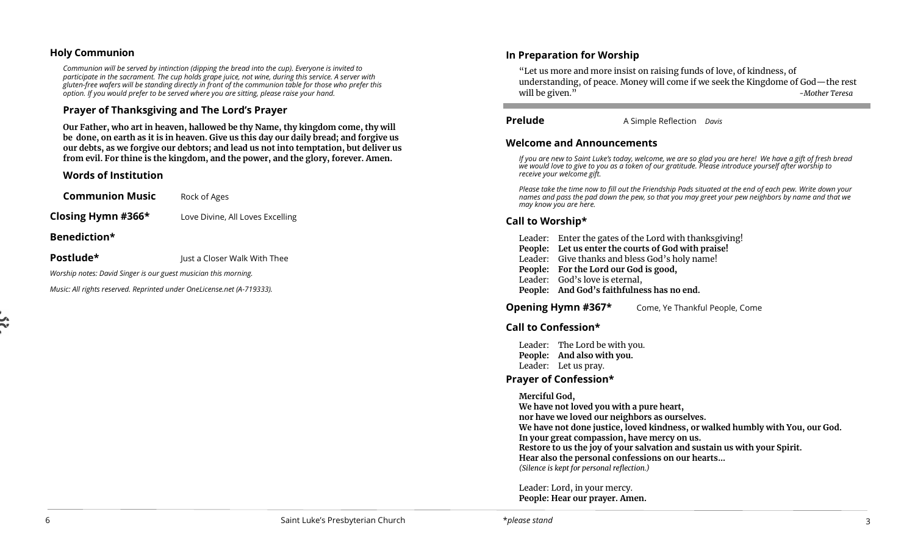## Holy Communion

*Communion will be served by intinction (dipping the bread into the cup). Everyone is invited to participate in the sacrament. The cup holds grape juice, not wine, during this service. A server with gluten-free wafers will be standing directly in front of the communion table for those who prefer this option. If you would prefer to be served where you are sitting, please raise your hand.*

### Prayer of Thanksgiving and The Lord's Prayer

**Our Father, who art in heaven, hallowed be thy Name, thy kingdom come, thy will be done, on earth as it is in heaven. Give us this day our daily bread; and forgive us our debts, as we forgive our debtors; and lead us not into temptation, but deliver us from evil. For thine is the kingdom, and the power, and the glory, forever. Amen.**

### Words of Institution

**Communion Music** Rock of Ages

**Closing Hymn #366*** Love Divine, All Loves Excelling

**Benediction***

**Postlude*** Just a Closer Walk With Thee

*Worship notes: David Singer is our guest musician this morning.*

*Music: All rights reserved. Reprinted under OneLicense.net (A-719333).*

## In Preparation for Worship

"Let us more and more insist on raising funds of love, of kindness, of understanding, of peace. Money will come if we seek the Kingdom of God—the rest will be given." *-Mother Teresa*

**Prelude** A Simple Reflection *Davis*

## Welcome and Announcements

*If you are new to Saint Luke's today, welcome, we are so glad you are here! We have a gift of fresh bread we would love to give to you as a token of our gratitude. Please introduce yourself after worship to receive your welcome gift.*

*Please take the time now to fill out the Friendship Pads situated at the end of each pew. Write down your names and pass the pad down the pew, so that you may greet your pew neighbors by name and that we may know you are here.*

## Call to Worship*

Leader: Enter the gates of the Lord with thanksgiving!
**People: Let us enter the courts of God with praise!**
Leader: Give thanks and bless God's holy name!
**People: For the Lord our God is good,**
Leader: God's love is eternal,
**People: And God's faithfulness has no end.**

**Opening Hymn #367*** Come, Ye Thankful People, Come

## Call to Confession*

Leader: The Lord be with you.
**People: And also with you.**
Leader: Let us pray.

## Prayer of Confession*

**Merciful God,**
**We have not loved you with a pure heart,**
**nor have we loved our neighbors as ourselves.**
**We have not done justice, loved kindness, or walked humbly with You, our God.**
**In your great compassion, have mercy on us.**
**Restore to us the joy of your salvation and sustain us with your Spirit.**
**Hear also the personal confessions on our hearts...**
*(Silence is kept for personal reflection.)*

Leader: Lord, in your mercy.
**People: Hear our prayer. Amen.**

*\*please stand*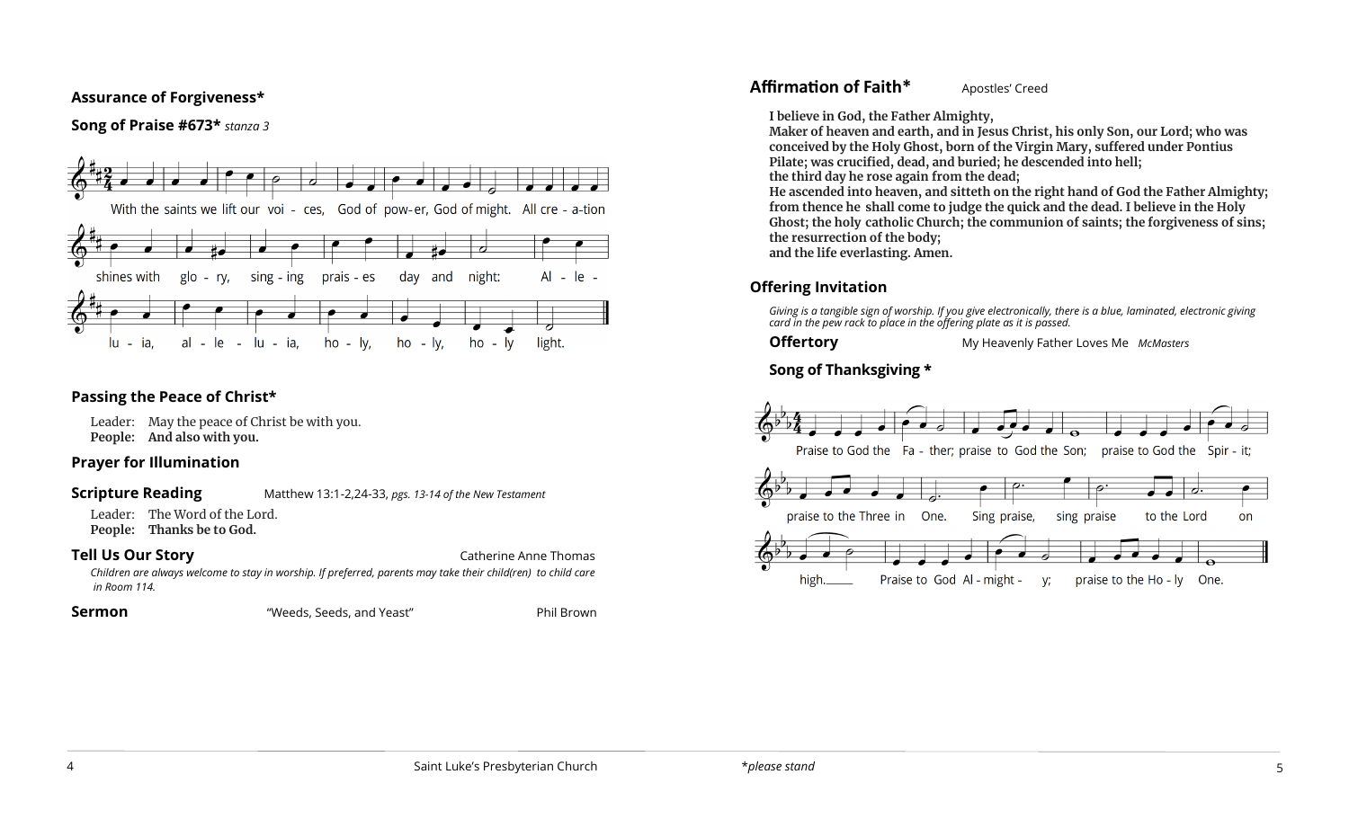**Assurance of Forgiveness***

**Song of Praise #673*** *stanza 3*

With the saints we lift our voi - ces, God of pow-er, God of might. All cre - a-tion shines with glo - ry, sing - ing prais - es day and night: Al - le - lu - ia, al - le - lu - ia, ho - ly, ho - ly, ho - ly light.

**Passing the Peace of Christ***

Leader: May the peace of Christ be with you.
**People: And also with you.**

**Prayer for Illumination**

**Scripture Reading** Matthew 13:1-2,24-33, *pgs. 13-14 of the New Testament*

Leader: The Word of the Lord.
**People: Thanks be to God.**

**Tell Us Our Story** Catherine Anne Thomas

*Children are always welcome to stay in worship. If preferred, parents may take their child(ren) to child care in Room 114.*

**Sermon** "Weeds, Seeds, and Yeast" Phil Brown

**Affirmation of Faith*** Apostles' Creed

**I believe in God, the Father Almighty,
Maker of heaven and earth, and in Jesus Christ, his only Son, our Lord; who was conceived by the Holy Ghost, born of the Virgin Mary, suffered under Pontius Pilate; was crucified, dead, and buried; he descended into hell;
the third day he rose again from the dead;
He ascended into heaven, and sitteth on the right hand of God the Father Almighty; from thence he shall come to judge the quick and the dead. I believe in the Holy Ghost; the holy catholic Church; the communion of saints; the forgiveness of sins; the resurrection of the body;
and the life everlasting. Amen.**

**Offering Invitation**

*Giving is a tangible sign of worship. If you give electronically, there is a blue, laminated, electronic giving card in the pew rack to place in the offering plate as it is passed.*

**Offertory** My Heavenly Father Loves Me *McMasters*

**Song of Thanksgiving ***

Praise to God the Fa - ther; praise to God the Son; praise to God the Spir - it; praise to the Three in One. Sing praise, sing praise to the Lord on high.___ Praise to God Al - might - y; praise to the Ho - ly One.

*\*please stand*